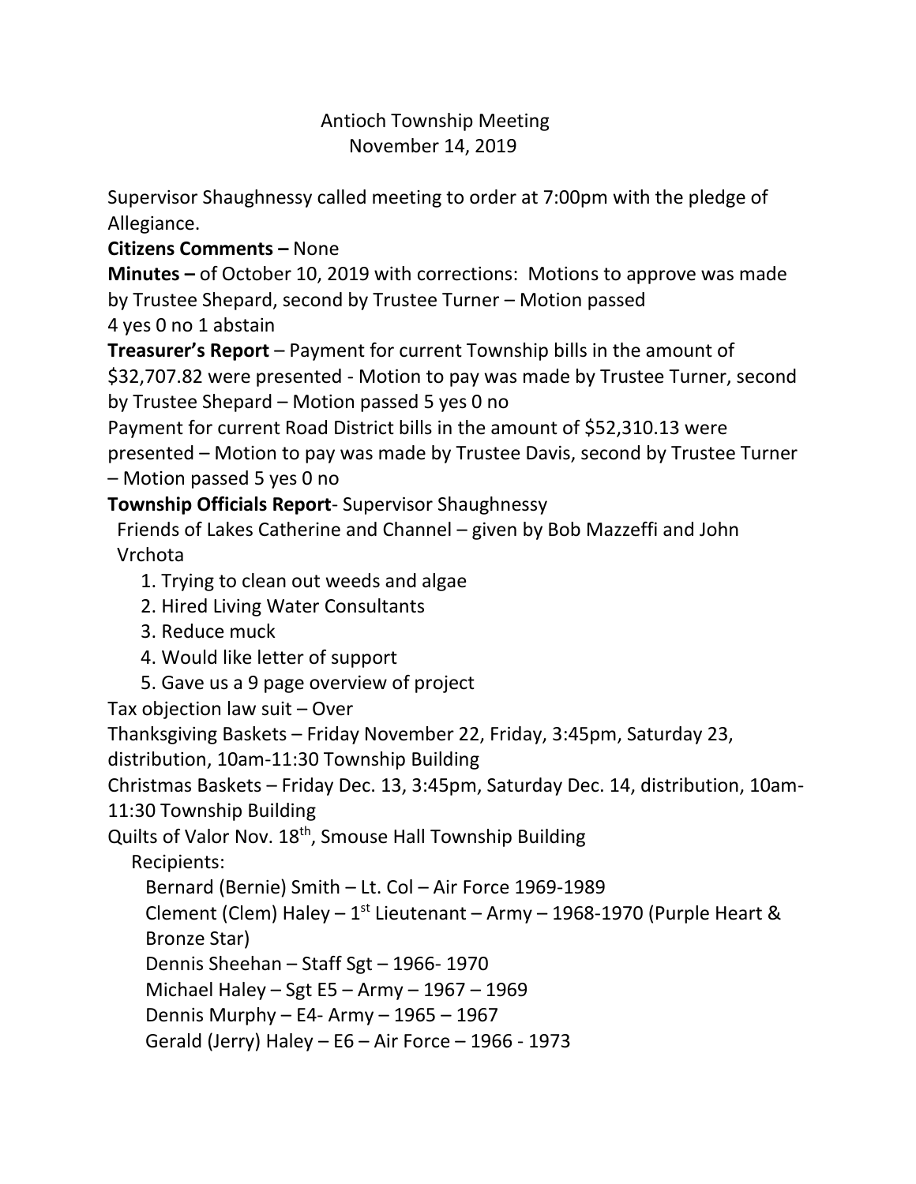# Antioch Township Meeting
November 14, 2019

Supervisor Shaughnessy called meeting to order at 7:00pm with the pledge of Allegiance.

**Citizens Comments –** None

**Minutes –** of October 10, 2019 with corrections: Motions to approve was made by Trustee Shepard, second by Trustee Turner – Motion passed 4 yes 0 no 1 abstain

**Treasurer's Report** – Payment for current Township bills in the amount of $32,707.82 were presented - Motion to pay was made by Trustee Turner, second by Trustee Shepard – Motion passed 5 yes 0 no

Payment for current Road District bills in the amount of $52,310.13 were presented – Motion to pay was made by Trustee Davis, second by Trustee Turner – Motion passed 5 yes 0 no

**Township Officials Report**- Supervisor Shaughnessy

Friends of Lakes Catherine and Channel – given by Bob Mazzeffi and John Vrchota

1. Trying to clean out weeds and algae
2. Hired Living Water Consultants
3. Reduce muck
4. Would like letter of support
5. Gave us a 9 page overview of project

Tax objection law suit – Over

Thanksgiving Baskets – Friday November 22, Friday, 3:45pm, Saturday 23, distribution, 10am-11:30 Township Building

Christmas Baskets – Friday Dec. 13, 3:45pm, Saturday Dec. 14, distribution, 10am-11:30 Township Building

Quilts of Valor Nov. 18th, Smouse Hall Township Building

Recipients:

- Bernard (Bernie) Smith – Lt. Col – Air Force 1969-1989
- Clement (Clem) Haley – 1st Lieutenant – Army – 1968-1970 (Purple Heart & Bronze Star)
- Dennis Sheehan – Staff Sgt – 1966- 1970
- Michael Haley – Sgt E5 – Army – 1967 – 1969
- Dennis Murphy – E4- Army – 1965 – 1967
- Gerald (Jerry) Haley – E6 – Air Force – 1966 - 1973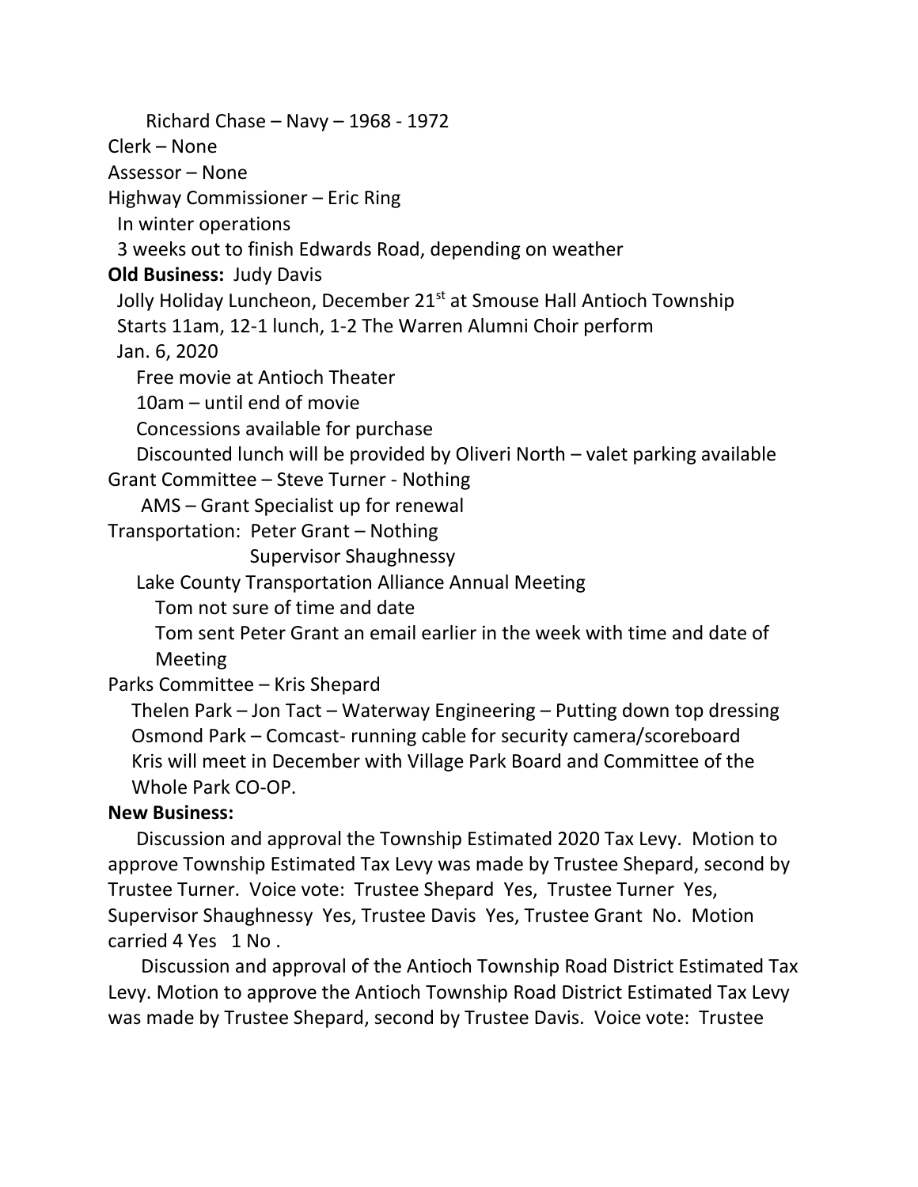Richard Chase – Navy – 1968 - 1972

Clerk – None

Assessor – None

Highway Commissioner – Eric Ring

In winter operations

3 weeks out to finish Edwards Road, depending on weather

**Old Business:** Judy Davis

Jolly Holiday Luncheon, December 21st at Smouse Hall Antioch Township

Starts 11am, 12-1 lunch, 1-2 The Warren Alumni Choir perform

Jan. 6, 2020

Free movie at Antioch Theater

10am – until end of movie

Concessions available for purchase

Discounted lunch will be provided by Oliveri North – valet parking available

Grant Committee – Steve Turner - Nothing

AMS – Grant Specialist up for renewal

Transportation: Peter Grant – Nothing

Supervisor Shaughnessy

Lake County Transportation Alliance Annual Meeting

Tom not sure of time and date

Tom sent Peter Grant an email earlier in the week with time and date of Meeting

Parks Committee – Kris Shepard

Thelen Park – Jon Tact – Waterway Engineering – Putting down top dressing

Osmond Park – Comcast- running cable for security camera/scoreboard

Kris will meet in December with Village Park Board and Committee of the Whole Park CO-OP.

**New Business:**

Discussion and approval the Township Estimated 2020 Tax Levy. Motion to approve Township Estimated Tax Levy was made by Trustee Shepard, second by Trustee Turner. Voice vote: Trustee Shepard Yes, Trustee Turner Yes, Supervisor Shaughnessy Yes, Trustee Davis Yes, Trustee Grant No. Motion carried 4 Yes 1 No .

Discussion and approval of the Antioch Township Road District Estimated Tax Levy. Motion to approve the Antioch Township Road District Estimated Tax Levy was made by Trustee Shepard, second by Trustee Davis. Voice vote: Trustee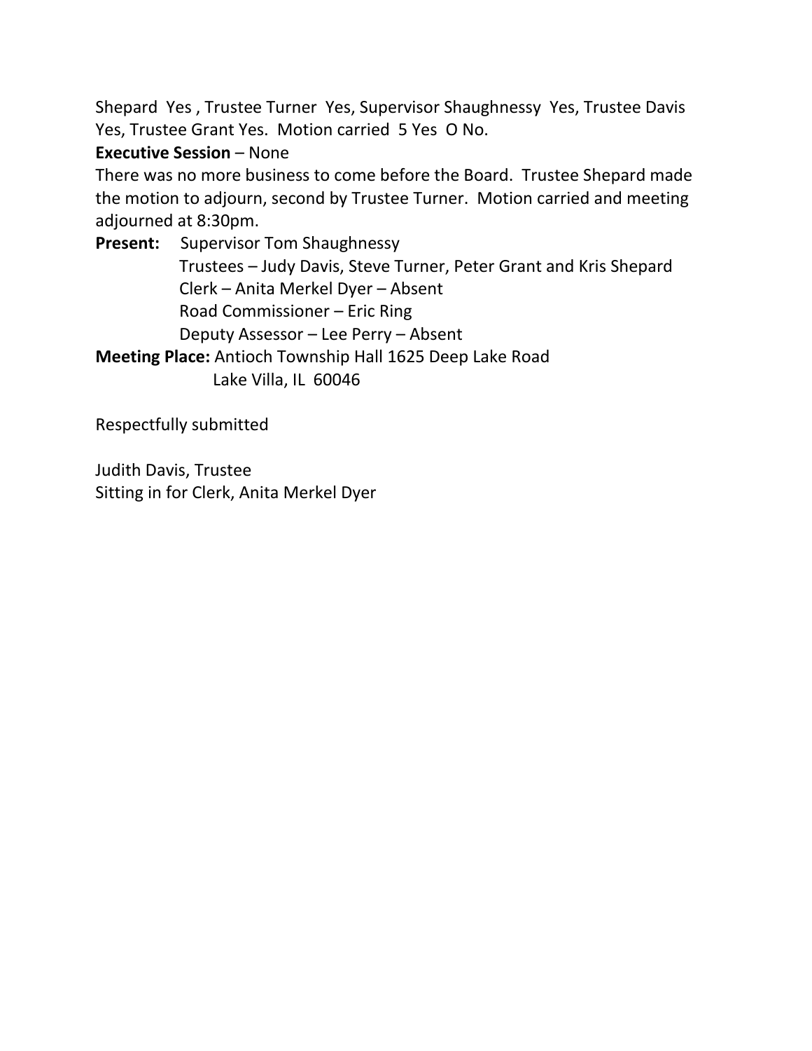Shepard Yes , Trustee Turner Yes, Supervisor Shaughnessy Yes, Trustee Davis Yes, Trustee Grant Yes. Motion carried 5 Yes O No.

**Executive Session** – None

There was no more business to come before the Board. Trustee Shepard made the motion to adjourn, second by Trustee Turner. Motion carried and meeting adjourned at 8:30pm.

**Present:** Supervisor Tom Shaughnessy
Trustees – Judy Davis, Steve Turner, Peter Grant and Kris Shepard
Clerk – Anita Merkel Dyer – Absent
Road Commissioner – Eric Ring
Deputy Assessor – Lee Perry – Absent

**Meeting Place:** Antioch Township Hall 1625 Deep Lake Road
Lake Villa, IL 60046

Respectfully submitted

Judith Davis, Trustee
Sitting in for Clerk, Anita Merkel Dyer